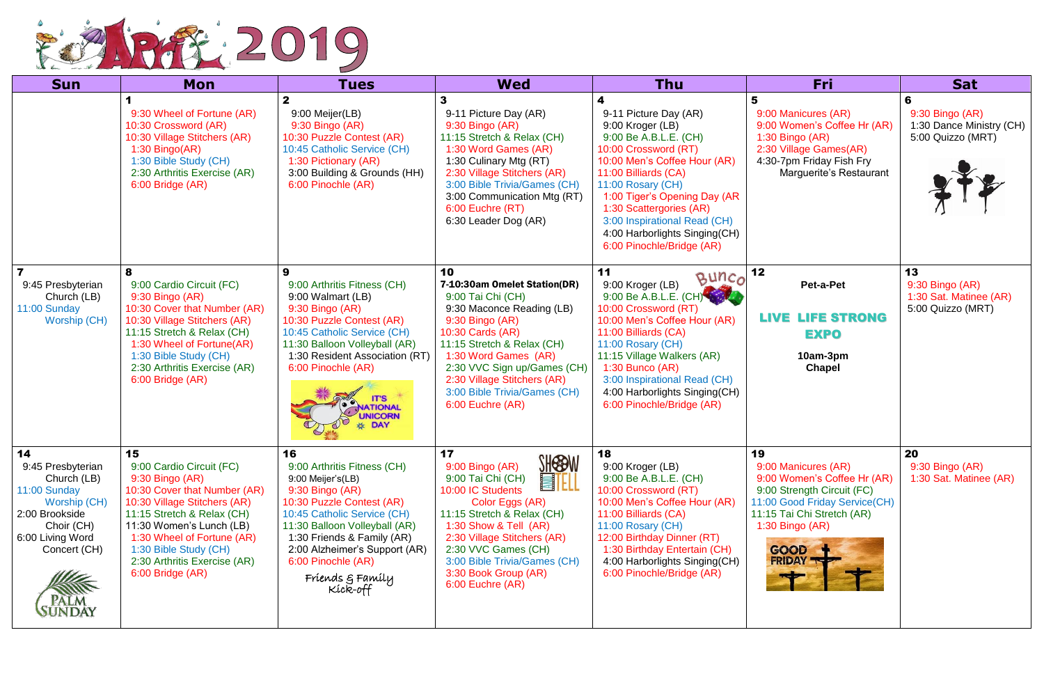# APRIL 2019

| Sun | Mon | Tues | Wed | Thu | Fri | Sat |
|---|---|---|---|---|---|---|
| | **1**<br>9:30 Wheel of Fortune (AR)<br>10:30 Crossword (AR)<br>10:30 Village Stitchers (AR)<br>1:30 Bingo(AR)<br>1:30 Bible Study (CH)<br>2:30 Arthritis Exercise (AR)<br>6:00 Bridge (AR) | **2**<br>9:00 Meijer(LB)<br>9:30 Bingo (AR)<br>10:30 Puzzle Contest (AR)<br>10:45 Catholic Service (CH)<br>1:30 Pictionary (AR)<br>3:00 Building & Grounds (HH)<br>6:00 Pinochle (AR) | **3**<br>9-11 Picture Day (AR)<br>9:30 Bingo (AR)<br>11:15 Stretch & Relax (CH)<br>1:30 Word Games (AR)<br>1:30 Culinary Mtg (RT)<br>2:30 Village Stitchers (AR)<br>3:00 Bible Trivia/Games (CH)<br>3:00 Communication Mtg (RT)<br>6:00 Euchre (RT)<br>6:30 Leader Dog (AR) | **4**<br>9-11 Picture Day (AR)<br>9:00 Kroger (LB)<br>9:00 Be A.B.L.E. (CH)<br>10:00 Crossword (RT)<br>10:00 Men's Coffee Hour (AR)<br>11:00 Billiards (CA)<br>11:00 Rosary (CH)<br>1:00 Tiger's Opening Day (AR<br>1:30 Scattergories (AR)<br>3:00 Inspirational Read (CH)<br>4:00 Harborlights Singing(CH)<br>6:00 Pinochle/Bridge (AR) | **5**<br>9:00 Manicures (AR)<br>9:00 Women's Coffee Hr (AR)<br>1:30 Bingo (AR)<br>2:30 Village Games(AR)<br>4:30-7pm Friday Fish Fry Marguerite's Restaurant | **6**<br>9:30 Bingo (AR)<br>1:30 Dance Ministry (CH)<br>5:00 Quizzo (MRT) |
| **7**<br>9:45 Presbyterian Church (LB)<br>11:00 Sunday Worship (CH) | **8**<br>9:00 Cardio Circuit (FC)<br>10:30 Cover that Number (AR)<br>10:30 Village Stitchers (AR)<br>11:15 Stretch & Relax (CH)<br>1:30 Wheel of Fortune(AR)<br>1:30 Bible Study (CH)<br>2:30 Arthritis Exercise (AR)<br>6:00 Bridge (AR) | **9**<br>9:00 Arthritis Fitness (CH)<br>9:00 Walmart (LB)<br>9:30 Bingo (AR)<br>10:30 Puzzle Contest (AR)<br>10:45 Catholic Service (CH)<br>11:30 Balloon Volleyball (AR)<br>1:30 Resident Association (RT)<br>6:00 Pinochle (AR)<br>IT'S NATIONAL UNICORN DAY | **10**<br>**7-10:30am Omelet Station(DR)**<br>9:00 Tai Chi (CH)<br>9:30 Maconce Reading (LB)<br>9:30 Bingo (AR)<br>10:30 Cards (AR)<br>11:15 Stretch & Relax (CH)<br>1:30 Word Games (AR)<br>2:30 VVC Sign up/Games (CH)<br>2:30 Village Stitchers (AR)<br>3:00 Bible Trivia/Games (CH)<br>6:00 Euchre (AR) | **11**<br>Bunco<br>9:00 Kroger (LB)<br>9:00 Be A.B.L.E. (CH)<br>10:00 Crossword (RT)<br>10:00 Men's Coffee Hour (AR)<br>11:00 Billiards (CA)<br>11:00 Rosary (CH)<br>11:15 Village Walkers (AR)<br>1:30 Bunco (AR)<br>3:00 Inspirational Read (CH)<br>4:00 Harborlights Singing(CH)<br>6:00 Pinochle/Bridge (AR) | **12**<br>Pet-a-Pet<br>LIVE LIFE STRONG EXPO<br>10am-3pm Chapel | **13**<br>9:30 Bingo (AR)<br>1:30 Sat. Matinee (AR)<br>5:00 Quizzo (MRT) |
| **14**<br>9:45 Presbyterian Church (LB)<br>11:00 Sunday Worship (CH)<br>2:00 Brookside Choir (CH)<br>6:00 Living Word Concert (CH)<br>PALM SUNDAY | **15**<br>9:00 Cardio Circuit (FC)<br>9:30 Bingo (AR)<br>10:30 Cover that Number (AR)<br>10:30 Village Stitchers (AR)<br>11:15 Stretch & Relax (CH)<br>11:30 Women's Lunch (LB)<br>1:30 Wheel of Fortune (AR)<br>1:30 Bible Study (CH)<br>2:30 Arthritis Exercise (AR)<br>6:00 Bridge (AR) | **16**<br>9:00 Arthritis Fitness (CH)<br>9:00 Meijer's(LB)<br>9:30 Bingo (AR)<br>10:30 Puzzle Contest (AR)<br>10:45 Catholic Service (CH)<br>11:30 Balloon Volleyball (AR)<br>1:30 Friends & Family (AR)<br>2:00 Alzheimer's Support (AR)<br>6:00 Pinochle (AR)<br>Friends & Family Kick-off | **17**<br>SHOW TELL<br>9:00 Bingo (AR)<br>9:00 Tai Chi (CH)<br>10:00 IC Students Color Eggs (AR)<br>11:15 Stretch & Relax (CH)<br>1:30 Show & Tell (AR)<br>2:30 Village Stitchers (AR)<br>2:30 VVC Games (CH)<br>3:00 Bible Trivia/Games (CH)<br>3:30 Book Group (AR)<br>6:00 Euchre (AR) | **18**<br>9:00 Kroger (LB)<br>9:00 Be A.B.L.E. (CH)<br>10:00 Crossword (RT)<br>10:00 Men's Coffee Hour (AR)<br>11:00 Billiards (CA)<br>11:00 Rosary (CH)<br>12:00 Birthday Dinner (RT)<br>1:30 Birthday Entertain (CH)<br>4:00 Harborlights Singing(CH)<br>6:00 Pinochle/Bridge (AR) | **19**<br>9:00 Manicures (AR)<br>9:00 Women's Coffee Hr (AR)<br>9:00 Strength Circuit (FC)<br>11:00 Good Friday Service(CH)<br>11:15 Tai Chi Stretch (AR)<br>1:30 Bingo (AR)<br>GOOD FRIDAY | **20**<br>9:30 Bingo (AR)<br>1:30 Sat. Matinee (AR) |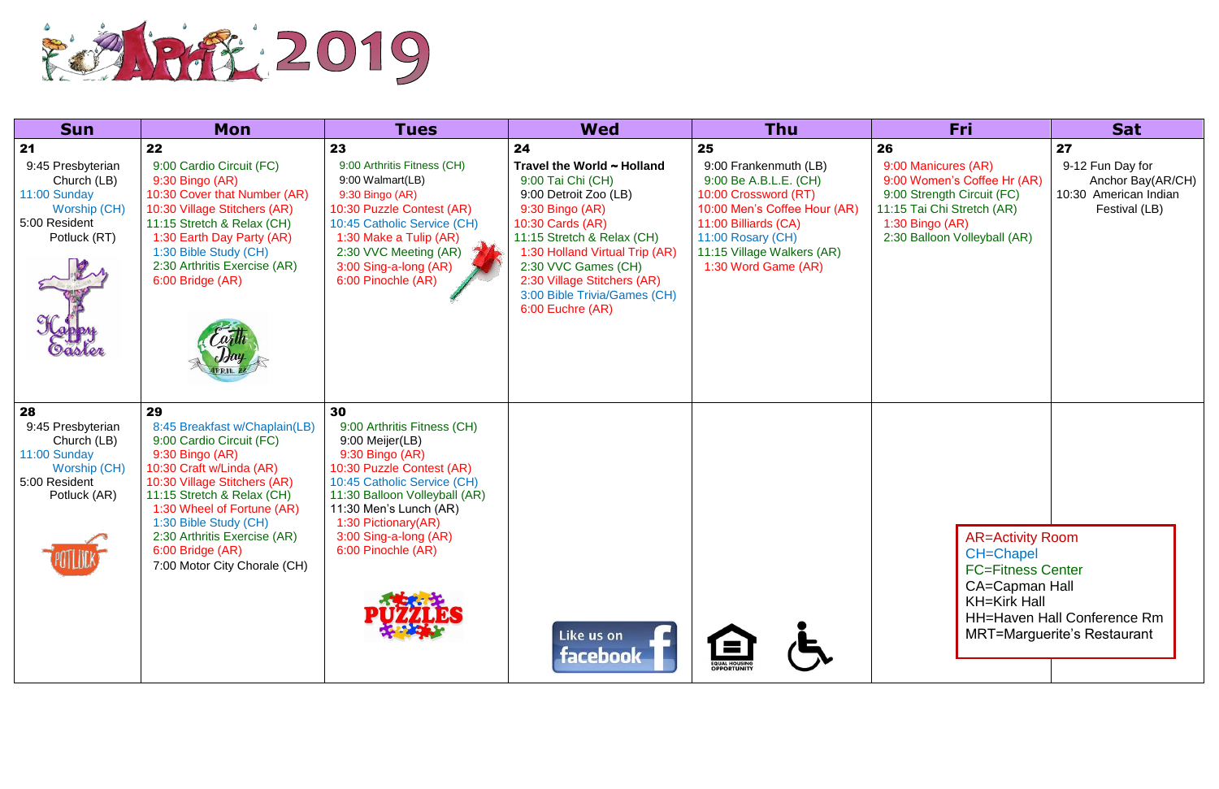# APRIL 2019

| Sun | Mon | Tues | Wed | Thu | Fri | Sat |
|---|---|---|---|---|---|---|
| **21**<br>9:45 Presbyterian Church (LB)<br>11:00 Sunday Worship (CH)<br>5:00 Resident Potluck (RT)<br>Happy Easter | **22**<br>9:00 Cardio Circuit (FC)<br>9:30 Bingo (AR)<br>10:30 Cover that Number (AR)<br>10:30 Village Stitchers (AR)<br>11:15 Stretch & Relax (CH)<br>1:30 Earth Day Party (AR)<br>1:30 Bible Study (CH)<br>2:30 Arthritis Exercise (AR)<br>6:00 Bridge (AR)<br>Earth Day April 22 | **23**<br>9:00 Arthritis Fitness (CH)<br>9:00 Walmart(LB)<br>9:30 Bingo (AR)<br>10:30 Puzzle Contest (AR)<br>10:45 Catholic Service (CH)<br>1:30 Make a Tulip (AR)<br>2:30 VVC Meeting (AR)<br>3:00 Sing-a-long (AR)<br>6:00 Pinochle (AR) | **24**<br>**Travel the World ~ Holland**<br>9:00 Tai Chi (CH)<br>9:00 Detroit Zoo (LB)<br>9:30 Bingo (AR)<br>10:30 Cards (AR)<br>11:15 Stretch & Relax (CH)<br>1:30 Holland Virtual Trip (AR)<br>2:30 VVC Games (CH)<br>2:30 Village Stitchers (AR)<br>3:00 Bible Trivia/Games (CH)<br>6:00 Euchre (AR) | **25**<br>9:00 Frankenmuth (LB)<br>9:00 Be A.B.L.E. (CH)<br>10:00 Crossword (RT)<br>10:00 Men's Coffee Hour (AR)<br>11:00 Billiards (CA)<br>11:00 Rosary (CH)<br>11:15 Village Walkers (AR)<br>1:30 Word Game (AR) | **26**<br>9:00 Manicures (AR)<br>9:00 Women's Coffee Hr (AR)<br>9:00 Strength Circuit (FC)<br>11:15 Tai Chi Stretch (AR)<br>1:30 Bingo (AR)<br>2:30 Balloon Volleyball (AR) | **27**<br>9-12 Fun Day for Anchor Bay(AR/CH)<br>10:30 American Indian Festival (LB) |
| **28**<br>9:45 Presbyterian Church (LB)<br>11:00 Sunday Worship (CH)<br>5:00 Resident Potluck (AR)<br>POTLUCK | **29**<br>8:45 Breakfast w/Chaplain(LB)<br>9:00 Cardio Circuit (FC)<br>9:30 Bingo (AR)<br>10:30 Craft w/Linda (AR)<br>10:30 Village Stitchers (AR)<br>11:15 Stretch & Relax (CH)<br>1:30 Wheel of Fortune (AR)<br>1:30 Bible Study (CH)<br>2:30 Arthritis Exercise (AR)<br>6:00 Bridge (AR)<br>7:00 Motor City Chorale (CH) | **30**<br>9:00 Arthritis Fitness (CH)<br>9:00 Meijer(LB)<br>9:30 Bingo (AR)<br>10:30 Puzzle Contest (AR)<br>10:45 Catholic Service (CH)<br>11:30 Balloon Volleyball (AR)<br>11:30 Men's Lunch (AR)<br>1:30 Pictionary(AR)<br>3:00 Sing-a-long (AR)<br>6:00 Pinochle (AR)<br>PUZZLES | Like us on facebook | EQUAL HOUSING OPPORTUNITY | AR=Activity Room<br>CH=Chapel<br>FC=Fitness Center<br>CA=Capman Hall<br>KH=Kirk Hall<br>HH=Haven Hall Conference Rm<br>MRT=Marguerite's Restaurant | |